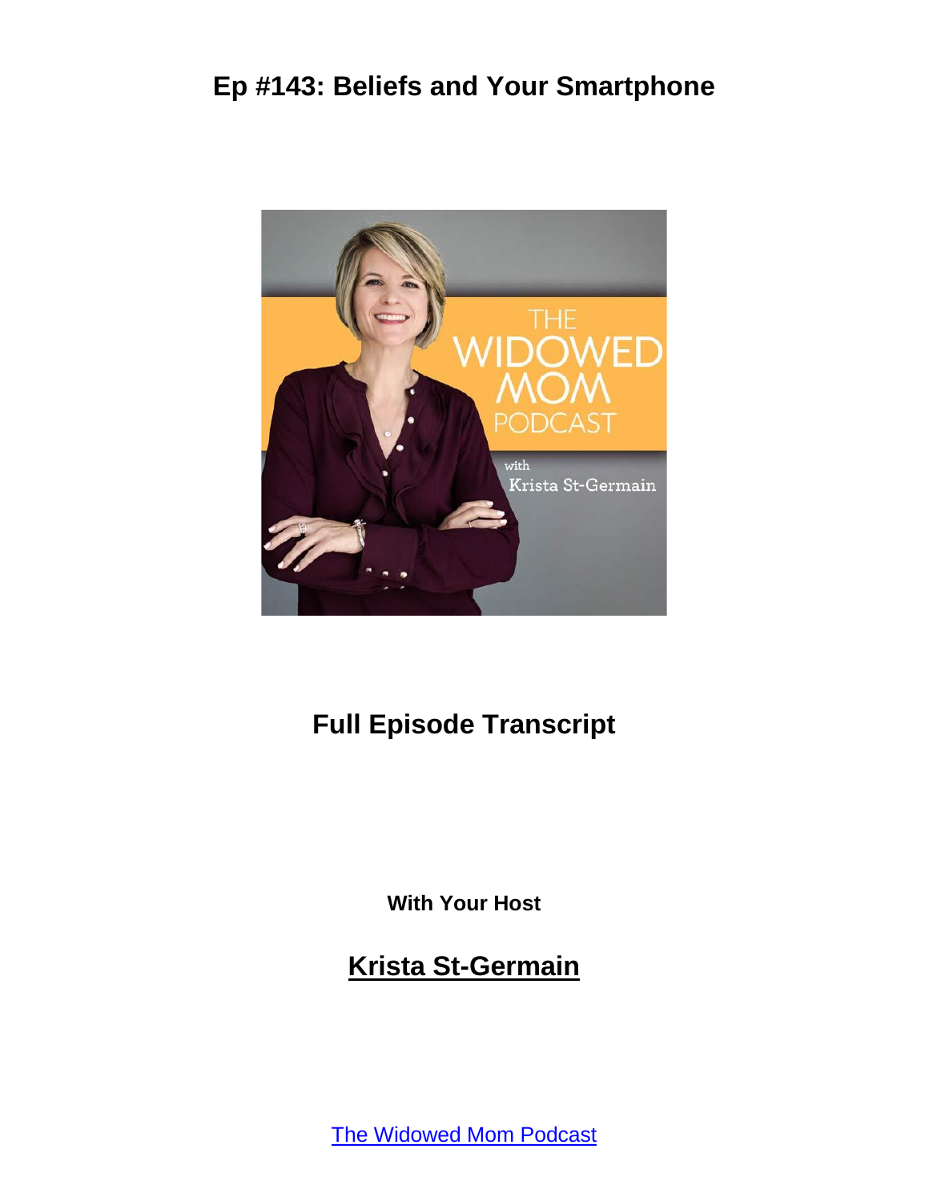# Ep #143: Beliefs and Your Smartphone

## Full Episode Transcript

**With Your Host**

## Krista St-Germain

The Widowed Mom Podcast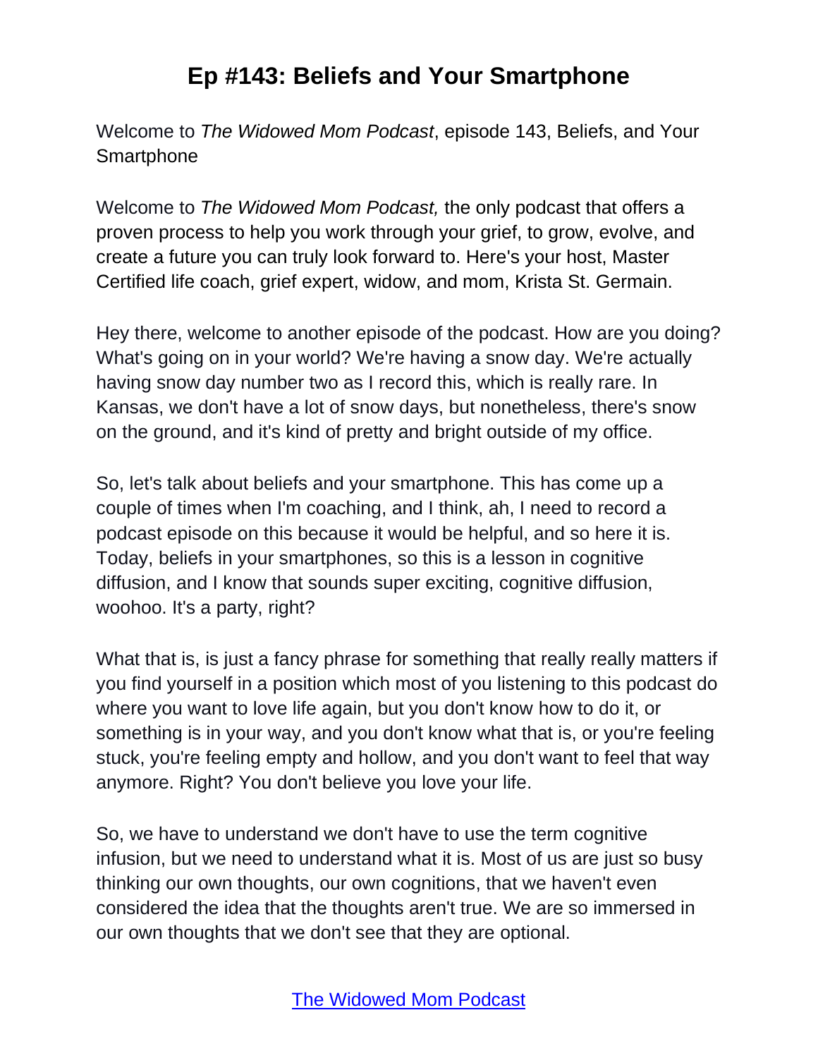# Ep #143: Beliefs and Your Smartphone

Welcome to *The Widowed Mom Podcast*, episode 143, Beliefs, and Your Smartphone

Welcome to *The Widowed Mom Podcast,* the only podcast that offers a proven process to help you work through your grief, to grow, evolve, and create a future you can truly look forward to. Here's your host, Master Certified life coach, grief expert, widow, and mom, Krista St. Germain.

Hey there, welcome to another episode of the podcast. How are you doing? What's going on in your world? We're having a snow day. We're actually having snow day number two as I record this, which is really rare. In Kansas, we don't have a lot of snow days, but nonetheless, there's snow on the ground, and it's kind of pretty and bright outside of my office.

So, let's talk about beliefs and your smartphone. This has come up a couple of times when I'm coaching, and I think, ah, I need to record a podcast episode on this because it would be helpful, and so here it is. Today, beliefs in your smartphones, so this is a lesson in cognitive diffusion, and I know that sounds super exciting, cognitive diffusion, woohoo. It's a party, right?

What that is, is just a fancy phrase for something that really really matters if you find yourself in a position which most of you listening to this podcast do where you want to love life again, but you don't know how to do it, or something is in your way, and you don't know what that is, or you're feeling stuck, you're feeling empty and hollow, and you don't want to feel that way anymore. Right? You don't believe you love your life.

So, we have to understand we don't have to use the term cognitive infusion, but we need to understand what it is. Most of us are just so busy thinking our own thoughts, our own cognitions, that we haven't even considered the idea that the thoughts aren't true. We are so immersed in our own thoughts that we don't see that they are optional.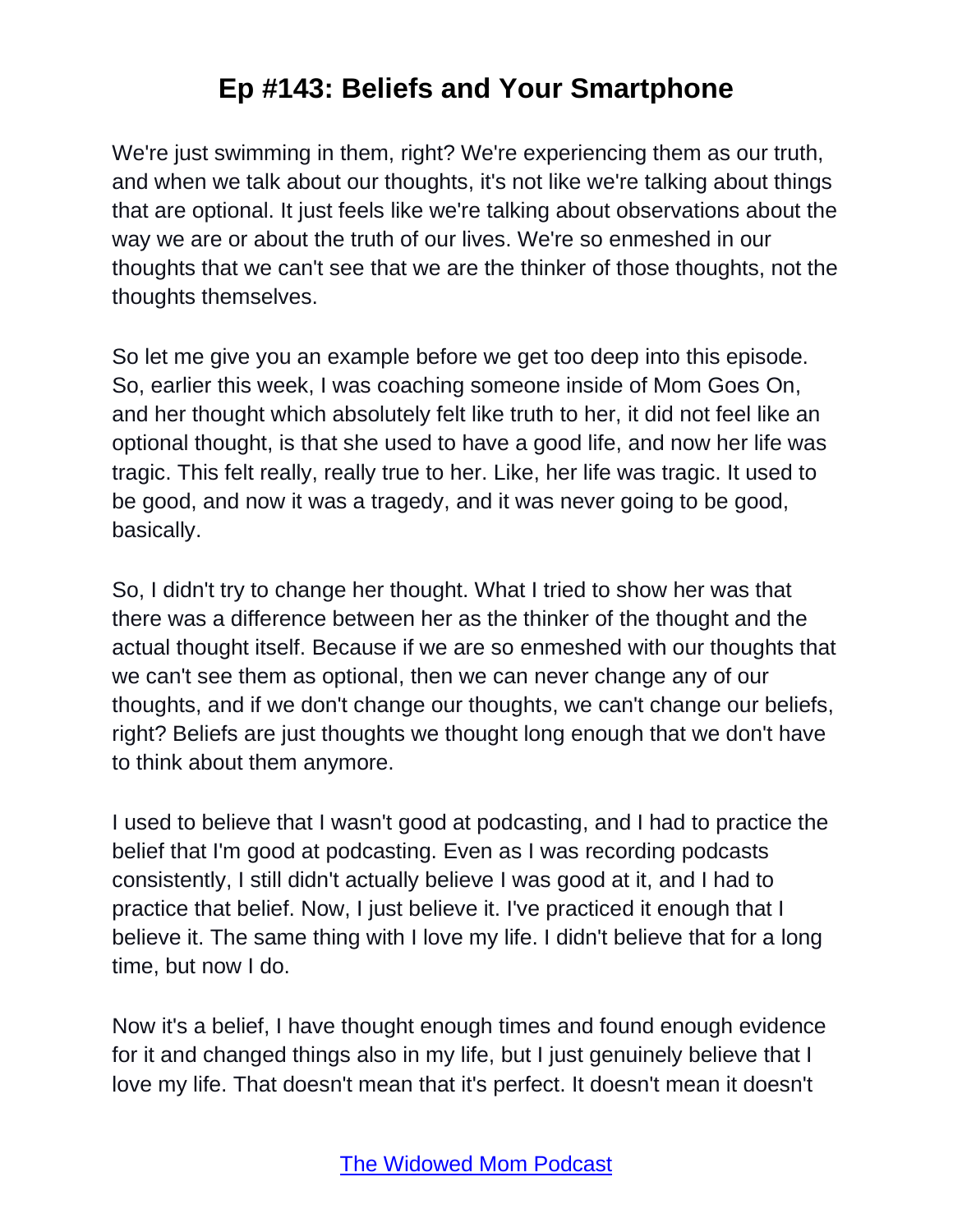We're just swimming in them, right? We're experiencing them as our truth, and when we talk about our thoughts, it's not like we're talking about things that are optional. It just feels like we're talking about observations about the way we are or about the truth of our lives. We're so enmeshed in our thoughts that we can't see that we are the thinker of those thoughts, not the thoughts themselves.

So let me give you an example before we get too deep into this episode. So, earlier this week, I was coaching someone inside of Mom Goes On, and her thought which absolutely felt like truth to her, it did not feel like an optional thought, is that she used to have a good life, and now her life was tragic. This felt really, really true to her. Like, her life was tragic. It used to be good, and now it was a tragedy, and it was never going to be good, basically.

So, I didn't try to change her thought. What I tried to show her was that there was a difference between her as the thinker of the thought and the actual thought itself. Because if we are so enmeshed with our thoughts that we can't see them as optional, then we can never change any of our thoughts, and if we don't change our thoughts, we can't change our beliefs, right? Beliefs are just thoughts we thought long enough that we don't have to think about them anymore.

I used to believe that I wasn't good at podcasting, and I had to practice the belief that I'm good at podcasting. Even as I was recording podcasts consistently, I still didn't actually believe I was good at it, and I had to practice that belief. Now, I just believe it. I've practiced it enough that I believe it. The same thing with I love my life. I didn't believe that for a long time, but now I do.

Now it's a belief, I have thought enough times and found enough evidence for it and changed things also in my life, but I just genuinely believe that I love my life. That doesn't mean that it's perfect. It doesn't mean it doesn't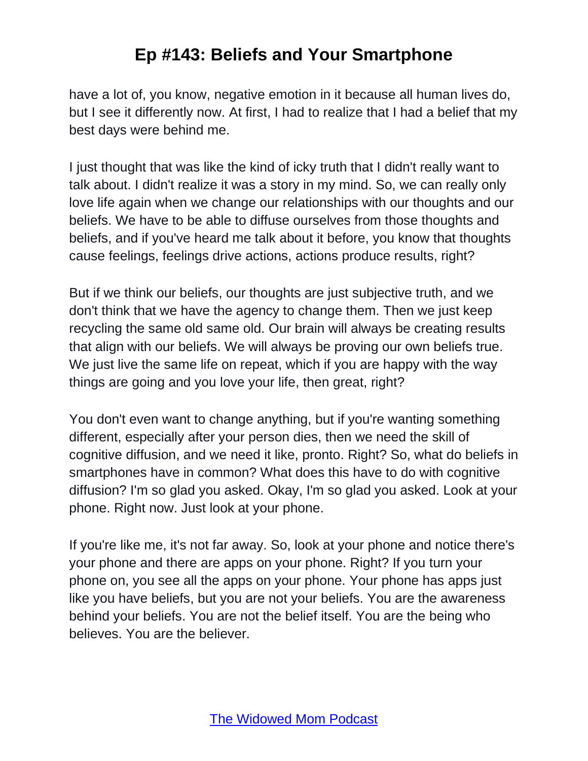have a lot of, you know, negative emotion in it because all human lives do, but I see it differently now. At first, I had to realize that I had a belief that my best days were behind me.

I just thought that was like the kind of icky truth that I didn't really want to talk about. I didn't realize it was a story in my mind. So, we can really only love life again when we change our relationships with our thoughts and our beliefs. We have to be able to diffuse ourselves from those thoughts and beliefs, and if you've heard me talk about it before, you know that thoughts cause feelings, feelings drive actions, actions produce results, right?

But if we think our beliefs, our thoughts are just subjective truth, and we don't think that we have the agency to change them. Then we just keep recycling the same old same old. Our brain will always be creating results that align with our beliefs. We will always be proving our own beliefs true. We just live the same life on repeat, which if you are happy with the way things are going and you love your life, then great, right?

You don't even want to change anything, but if you're wanting something different, especially after your person dies, then we need the skill of cognitive diffusion, and we need it like, pronto. Right? So, what do beliefs in smartphones have in common? What does this have to do with cognitive diffusion? I'm so glad you asked. Okay, I'm so glad you asked. Look at your phone. Right now. Just look at your phone.

If you're like me, it's not far away. So, look at your phone and notice there's your phone and there are apps on your phone. Right? If you turn your phone on, you see all the apps on your phone. Your phone has apps just like you have beliefs, but you are not your beliefs. You are the awareness behind your beliefs. You are not the belief itself. You are the being who believes. You are the believer.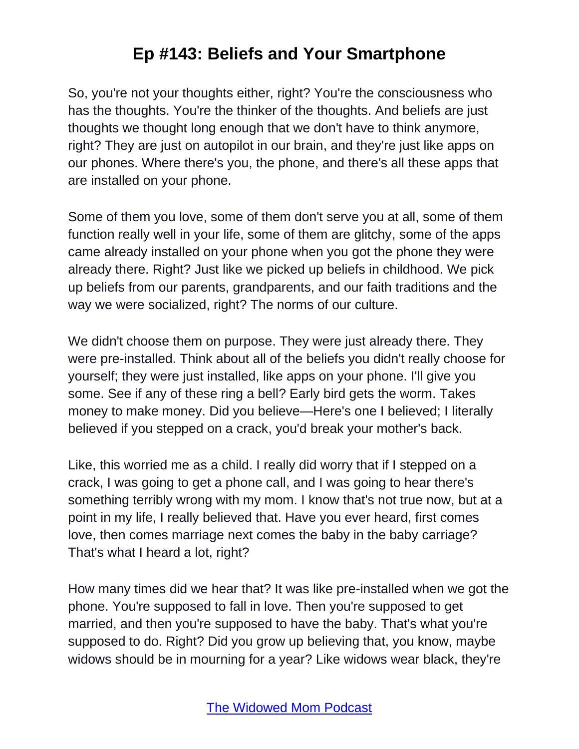So, you're not your thoughts either, right? You're the consciousness who has the thoughts. You're the thinker of the thoughts. And beliefs are just thoughts we thought long enough that we don't have to think anymore, right? They are just on autopilot in our brain, and they're just like apps on our phones. Where there's you, the phone, and there's all these apps that are installed on your phone.

Some of them you love, some of them don't serve you at all, some of them function really well in your life, some of them are glitchy, some of the apps came already installed on your phone when you got the phone they were already there. Right? Just like we picked up beliefs in childhood. We pick up beliefs from our parents, grandparents, and our faith traditions and the way we were socialized, right? The norms of our culture.

We didn't choose them on purpose. They were just already there. They were pre-installed. Think about all of the beliefs you didn't really choose for yourself; they were just installed, like apps on your phone. I'll give you some. See if any of these ring a bell? Early bird gets the worm. Takes money to make money. Did you believe—Here's one I believed; I literally believed if you stepped on a crack, you'd break your mother's back.

Like, this worried me as a child. I really did worry that if I stepped on a crack, I was going to get a phone call, and I was going to hear there's something terribly wrong with my mom. I know that's not true now, but at a point in my life, I really believed that. Have you ever heard, first comes love, then comes marriage next comes the baby in the baby carriage? That's what I heard a lot, right?

How many times did we hear that? It was like pre-installed when we got the phone. You're supposed to fall in love. Then you're supposed to get married, and then you're supposed to have the baby. That's what you're supposed to do. Right? Did you grow up believing that, you know, maybe widows should be in mourning for a year? Like widows wear black, they're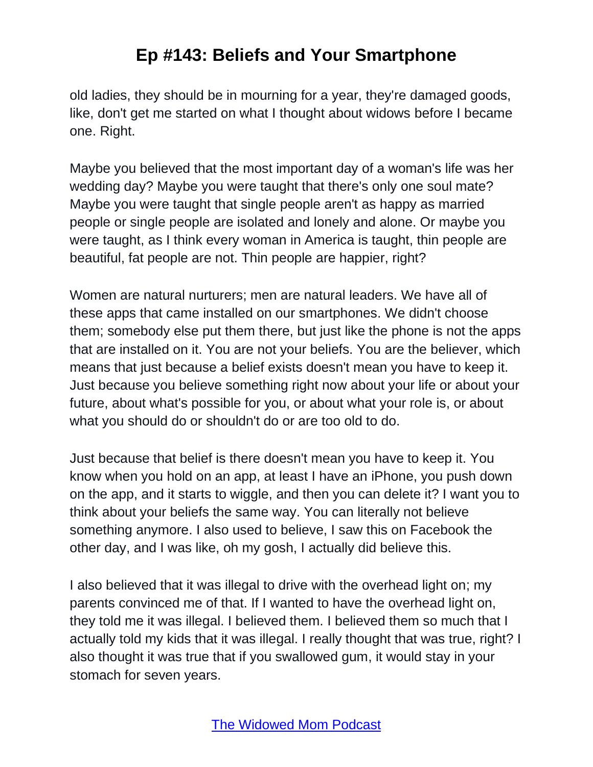old ladies, they should be in mourning for a year, they're damaged goods, like, don't get me started on what I thought about widows before I became one. Right.

Maybe you believed that the most important day of a woman's life was her wedding day? Maybe you were taught that there's only one soul mate? Maybe you were taught that single people aren't as happy as married people or single people are isolated and lonely and alone. Or maybe you were taught, as I think every woman in America is taught, thin people are beautiful, fat people are not. Thin people are happier, right?

Women are natural nurturers; men are natural leaders. We have all of these apps that came installed on our smartphones. We didn't choose them; somebody else put them there, but just like the phone is not the apps that are installed on it. You are not your beliefs. You are the believer, which means that just because a belief exists doesn't mean you have to keep it. Just because you believe something right now about your life or about your future, about what's possible for you, or about what your role is, or about what you should do or shouldn't do or are too old to do.

Just because that belief is there doesn't mean you have to keep it. You know when you hold on an app, at least I have an iPhone, you push down on the app, and it starts to wiggle, and then you can delete it? I want you to think about your beliefs the same way. You can literally not believe something anymore. I also used to believe, I saw this on Facebook the other day, and I was like, oh my gosh, I actually did believe this.

I also believed that it was illegal to drive with the overhead light on; my parents convinced me of that. If I wanted to have the overhead light on, they told me it was illegal. I believed them. I believed them so much that I actually told my kids that it was illegal. I really thought that was true, right? I also thought it was true that if you swallowed gum, it would stay in your stomach for seven years.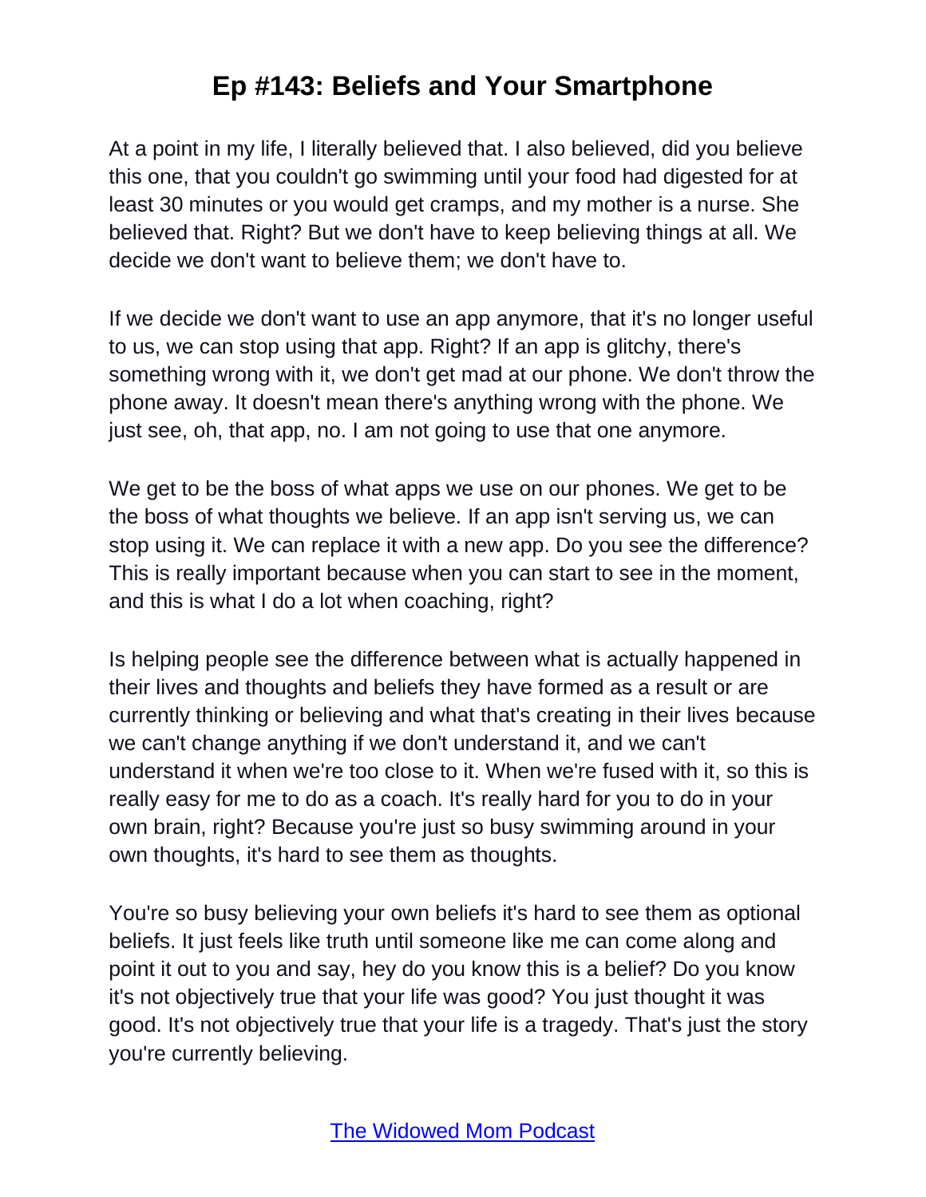At a point in my life, I literally believed that. I also believed, did you believe this one, that you couldn't go swimming until your food had digested for at least 30 minutes or you would get cramps, and my mother is a nurse. She believed that. Right? But we don't have to keep believing things at all. We decide we don't want to believe them; we don't have to.

If we decide we don't want to use an app anymore, that it's no longer useful to us, we can stop using that app. Right? If an app is glitchy, there's something wrong with it, we don't get mad at our phone. We don't throw the phone away. It doesn't mean there's anything wrong with the phone. We just see, oh, that app, no. I am not going to use that one anymore.

We get to be the boss of what apps we use on our phones. We get to be the boss of what thoughts we believe. If an app isn't serving us, we can stop using it. We can replace it with a new app. Do you see the difference? This is really important because when you can start to see in the moment, and this is what I do a lot when coaching, right?

Is helping people see the difference between what is actually happened in their lives and thoughts and beliefs they have formed as a result or are currently thinking or believing and what that's creating in their lives because we can't change anything if we don't understand it, and we can't understand it when we're too close to it. When we're fused with it, so this is really easy for me to do as a coach. It's really hard for you to do in your own brain, right? Because you're just so busy swimming around in your own thoughts, it's hard to see them as thoughts.

You're so busy believing your own beliefs it's hard to see them as optional beliefs. It just feels like truth until someone like me can come along and point it out to you and say, hey do you know this is a belief? Do you know it's not objectively true that your life was good? You just thought it was good. It's not objectively true that your life is a tragedy. That's just the story you're currently believing.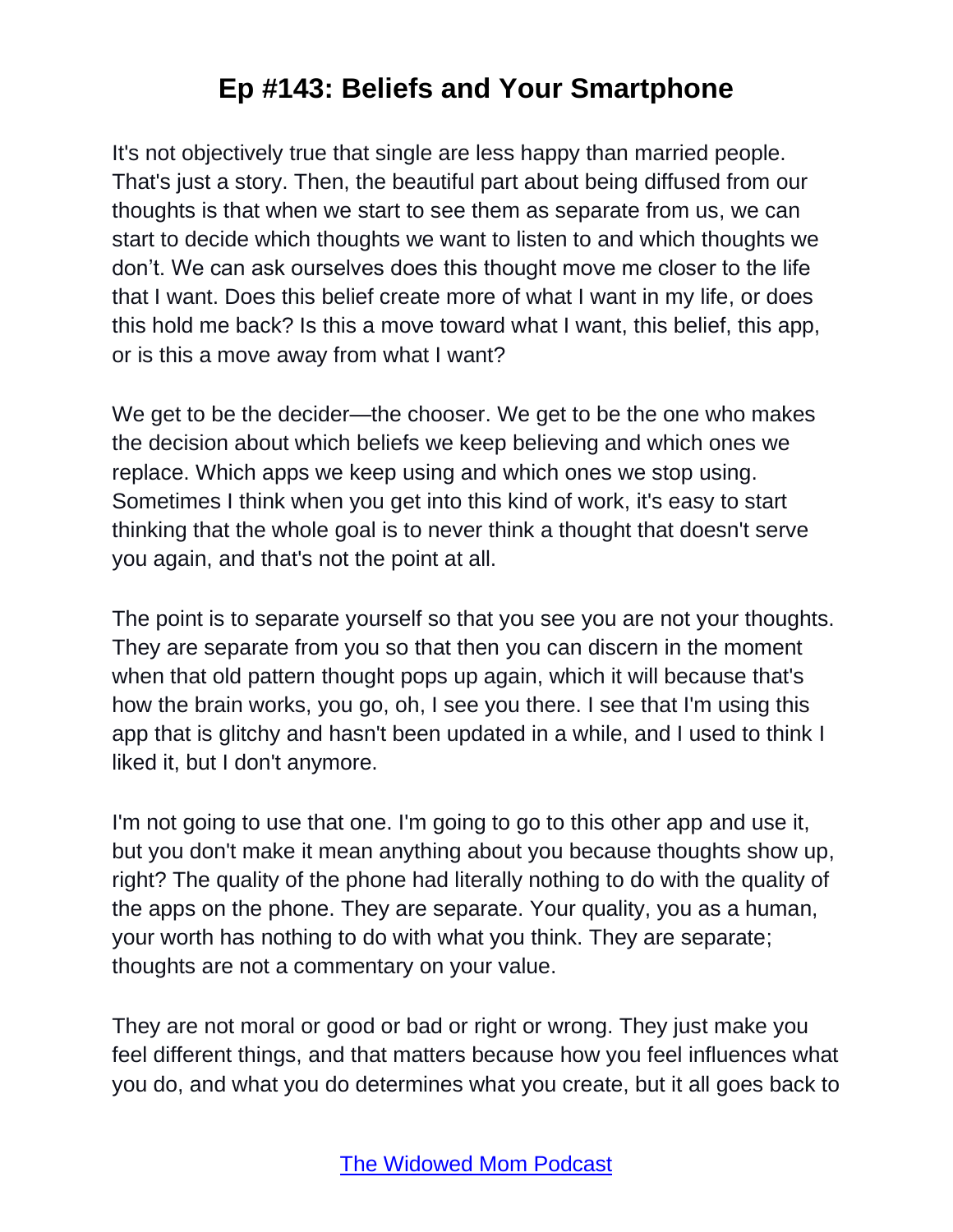# Ep #143: Beliefs and Your Smartphone

It's not objectively true that single are less happy than married people. That's just a story. Then, the beautiful part about being diffused from our thoughts is that when we start to see them as separate from us, we can start to decide which thoughts we want to listen to and which thoughts we don't. We can ask ourselves does this thought move me closer to the life that I want. Does this belief create more of what I want in my life, or does this hold me back? Is this a move toward what I want, this belief, this app, or is this a move away from what I want?

We get to be the decider—the chooser. We get to be the one who makes the decision about which beliefs we keep believing and which ones we replace. Which apps we keep using and which ones we stop using. Sometimes I think when you get into this kind of work, it's easy to start thinking that the whole goal is to never think a thought that doesn't serve you again, and that's not the point at all.

The point is to separate yourself so that you see you are not your thoughts. They are separate from you so that then you can discern in the moment when that old pattern thought pops up again, which it will because that's how the brain works, you go, oh, I see you there. I see that I'm using this app that is glitchy and hasn't been updated in a while, and I used to think I liked it, but I don't anymore.

I'm not going to use that one. I'm going to go to this other app and use it, but you don't make it mean anything about you because thoughts show up, right? The quality of the phone had literally nothing to do with the quality of the apps on the phone. They are separate. Your quality, you as a human, your worth has nothing to do with what you think. They are separate; thoughts are not a commentary on your value.

They are not moral or good or bad or right or wrong. They just make you feel different things, and that matters because how you feel influences what you do, and what you do determines what you create, but it all goes back to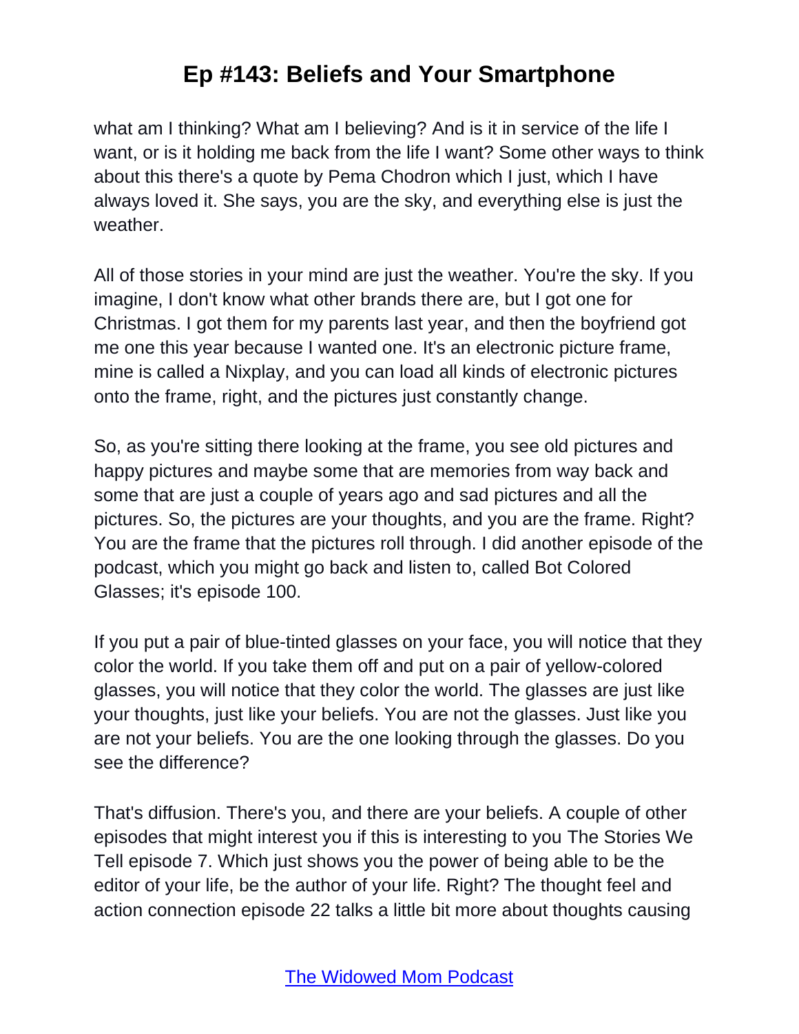what am I thinking? What am I believing? And is it in service of the life I want, or is it holding me back from the life I want? Some other ways to think about this there's a quote by Pema Chodron which I just, which I have always loved it. She says, you are the sky, and everything else is just the weather.

All of those stories in your mind are just the weather. You're the sky. If you imagine, I don't know what other brands there are, but I got one for Christmas. I got them for my parents last year, and then the boyfriend got me one this year because I wanted one. It's an electronic picture frame, mine is called a Nixplay, and you can load all kinds of electronic pictures onto the frame, right, and the pictures just constantly change.

So, as you're sitting there looking at the frame, you see old pictures and happy pictures and maybe some that are memories from way back and some that are just a couple of years ago and sad pictures and all the pictures. So, the pictures are your thoughts, and you are the frame. Right? You are the frame that the pictures roll through. I did another episode of the podcast, which you might go back and listen to, called Bot Colored Glasses; it's episode 100.

If you put a pair of blue-tinted glasses on your face, you will notice that they color the world. If you take them off and put on a pair of yellow-colored glasses, you will notice that they color the world. The glasses are just like your thoughts, just like your beliefs. You are not the glasses. Just like you are not your beliefs. You are the one looking through the glasses. Do you see the difference?

That's diffusion. There's you, and there are your beliefs. A couple of other episodes that might interest you if this is interesting to you The Stories We Tell episode 7. Which just shows you the power of being able to be the editor of your life, be the author of your life. Right? The thought feel and action connection episode 22 talks a little bit more about thoughts causing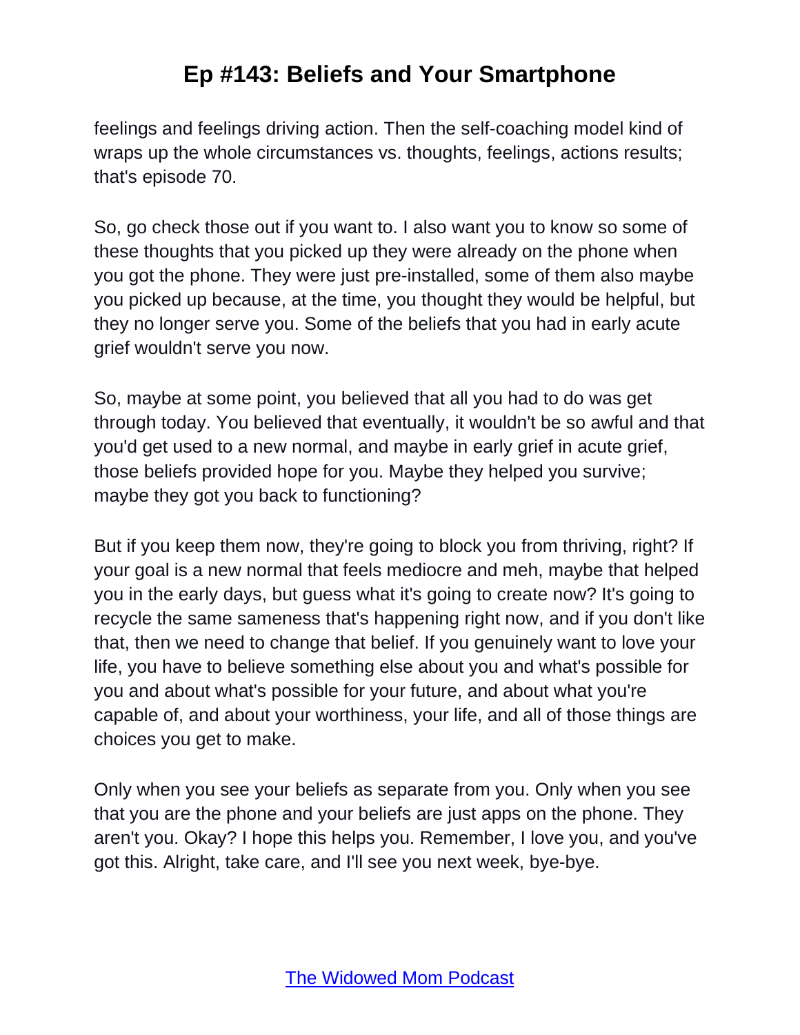feelings and feelings driving action. Then the self-coaching model kind of wraps up the whole circumstances vs. thoughts, feelings, actions results; that's episode 70.

So, go check those out if you want to. I also want you to know so some of these thoughts that you picked up they were already on the phone when you got the phone. They were just pre-installed, some of them also maybe you picked up because, at the time, you thought they would be helpful, but they no longer serve you. Some of the beliefs that you had in early acute grief wouldn't serve you now.

So, maybe at some point, you believed that all you had to do was get through today. You believed that eventually, it wouldn't be so awful and that you'd get used to a new normal, and maybe in early grief in acute grief, those beliefs provided hope for you. Maybe they helped you survive; maybe they got you back to functioning?

But if you keep them now, they're going to block you from thriving, right? If your goal is a new normal that feels mediocre and meh, maybe that helped you in the early days, but guess what it's going to create now? It's going to recycle the same sameness that's happening right now, and if you don't like that, then we need to change that belief. If you genuinely want to love your life, you have to believe something else about you and what's possible for you and about what's possible for your future, and about what you're capable of, and about your worthiness, your life, and all of those things are choices you get to make.

Only when you see your beliefs as separate from you. Only when you see that you are the phone and your beliefs are just apps on the phone. They aren't you. Okay? I hope this helps you. Remember, I love you, and you've got this. Alright, take care, and I'll see you next week, bye-bye.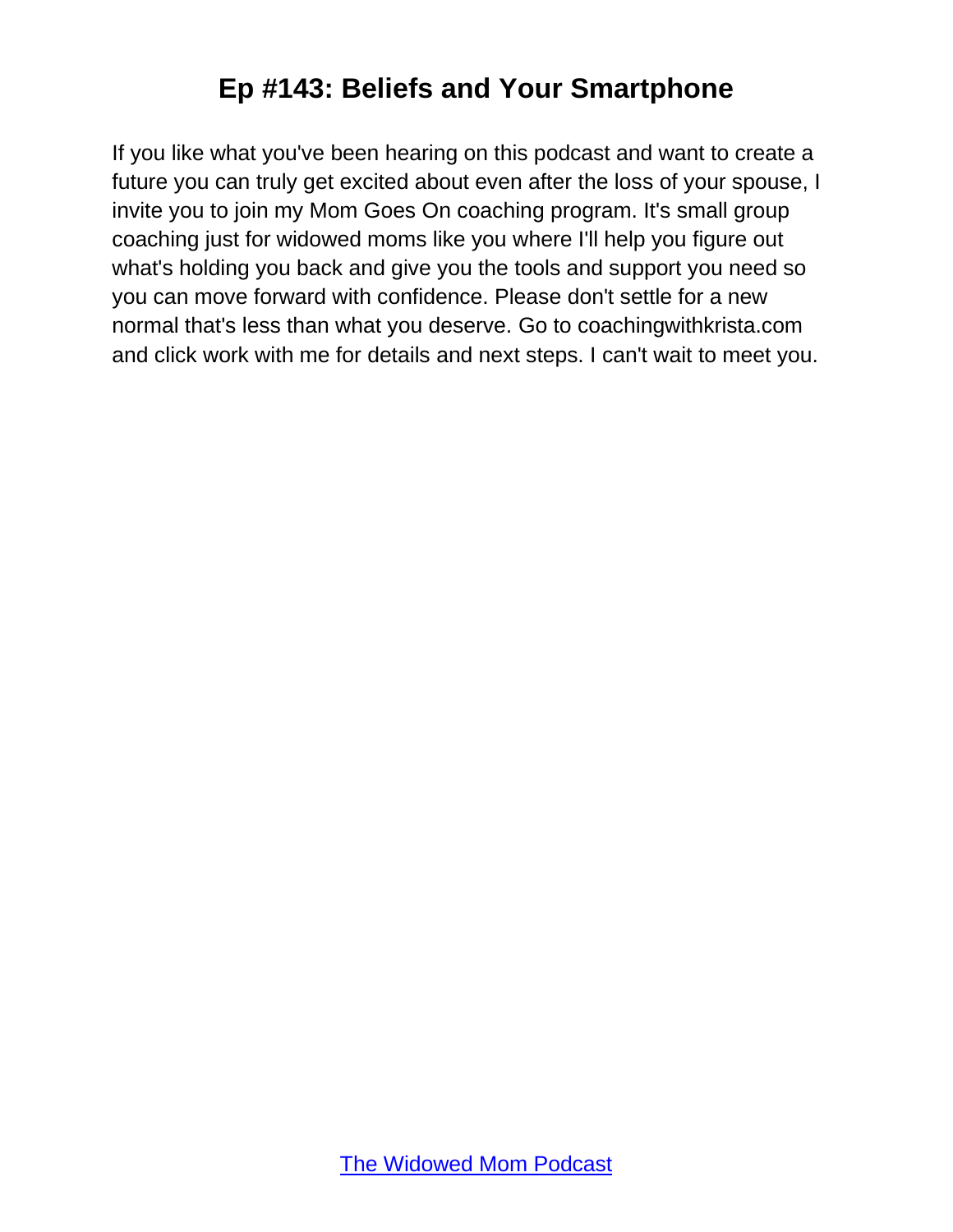If you like what you've been hearing on this podcast and want to create a future you can truly get excited about even after the loss of your spouse, I invite you to join my Mom Goes On coaching program. It's small group coaching just for widowed moms like you where I'll help you figure out what's holding you back and give you the tools and support you need so you can move forward with confidence. Please don't settle for a new normal that's less than what you deserve. Go to coachingwithkrista.com and click work with me for details and next steps. I can't wait to meet you.